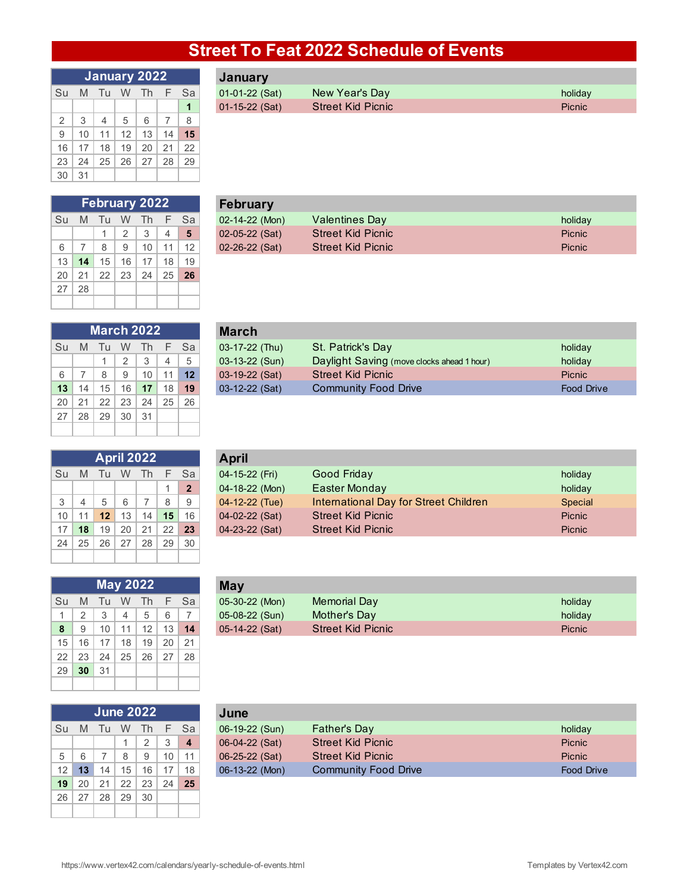# Street To Feat 2022 Schedule of Events

## January 2022

| Su | M | Tu | W | Th | F | Sa |
|---|---|---|---|---|---|---|
| | | | | | | 1 |
| 2 | 3 | 4 | 5 | 6 | 7 | 8 |
| 9 | 10 | 11 | 12 | 13 | 14 | 15 |
| 16 | 17 | 18 | 19 | 20 | 21 | 22 |
| 23 | 24 | 25 | 26 | 27 | 28 | 29 |
| 30 | 31 | | | | | |

### January

| Date | Event | Type |
|---|---|---|
| 01-01-22 (Sat) | New Year's Day | holiday |
| 01-15-22 (Sat) | Street Kid Picnic | Picnic |

## February 2022

| Su | M | Tu | W | Th | F | Sa |
|---|---|---|---|---|---|---|
| | | 1 | 2 | 3 | 4 | 5 |
| 6 | 7 | 8 | 9 | 10 | 11 | 12 |
| 13 | 14 | 15 | 16 | 17 | 18 | 19 |
| 20 | 21 | 22 | 23 | 24 | 25 | 26 |
| 27 | 28 | | | | | |

### February

| Date | Event | Type |
|---|---|---|
| 02-14-22 (Mon) | Valentines Day | holiday |
| 02-05-22 (Sat) | Street Kid Picnic | Picnic |
| 02-26-22 (Sat) | Street Kid Picnic | Picnic |

## March 2022

| Su | M | Tu | W | Th | F | Sa |
|---|---|---|---|---|---|---|
| | | 1 | 2 | 3 | 4 | 5 |
| 6 | 7 | 8 | 9 | 10 | 11 | 12 |
| 13 | 14 | 15 | 16 | 17 | 18 | 19 |
| 20 | 21 | 22 | 23 | 24 | 25 | 26 |
| 27 | 28 | 29 | 30 | 31 | | |

### March

| Date | Event | Type |
|---|---|---|
| 03-17-22 (Thu) | St. Patrick's Day | holiday |
| 03-13-22 (Sun) | Daylight Saving (move clocks ahead 1 hour) | holiday |
| 03-19-22 (Sat) | Street Kid Picnic | Picnic |
| 03-12-22 (Sat) | Community Food Drive | Food Drive |

## April 2022

| Su | M | Tu | W | Th | F | Sa |
|---|---|---|---|---|---|---|
| | | | | | 1 | 2 |
| 3 | 4 | 5 | 6 | 7 | 8 | 9 |
| 10 | 11 | 12 | 13 | 14 | 15 | 16 |
| 17 | 18 | 19 | 20 | 21 | 22 | 23 |
| 24 | 25 | 26 | 27 | 28 | 29 | 30 |

### April

| Date | Event | Type |
|---|---|---|
| 04-15-22 (Fri) | Good Friday | holiday |
| 04-18-22 (Mon) | Easter Monday | holiday |
| 04-12-22 (Tue) | International Day for Street Children | Special |
| 04-02-22 (Sat) | Street Kid Picnic | Picnic |
| 04-23-22 (Sat) | Street Kid Picnic | Picnic |

## May 2022

| Su | M | Tu | W | Th | F | Sa |
|---|---|---|---|---|---|---|
| 1 | 2 | 3 | 4 | 5 | 6 | 7 |
| 8 | 9 | 10 | 11 | 12 | 13 | 14 |
| 15 | 16 | 17 | 18 | 19 | 20 | 21 |
| 22 | 23 | 24 | 25 | 26 | 27 | 28 |
| 29 | 30 | 31 | | | | |

### May

| Date | Event | Type |
|---|---|---|
| 05-30-22 (Mon) | Memorial Day | holiday |
| 05-08-22 (Sun) | Mother's Day | holiday |
| 05-14-22 (Sat) | Street Kid Picnic | Picnic |

## June 2022

| Su | M | Tu | W | Th | F | Sa |
|---|---|---|---|---|---|---|
| | | | 1 | 2 | 3 | 4 |
| 5 | 6 | 7 | 8 | 9 | 10 | 11 |
| 12 | 13 | 14 | 15 | 16 | 17 | 18 |
| 19 | 20 | 21 | 22 | 23 | 24 | 25 |
| 26 | 27 | 28 | 29 | 30 | | |

### June

| Date | Event | Type |
|---|---|---|
| 06-19-22 (Sun) | Father's Day | holiday |
| 06-04-22 (Sat) | Street Kid Picnic | Picnic |
| 06-25-22 (Sat) | Street Kid Picnic | Picnic |
| 06-13-22 (Mon) | Community Food Drive | Food Drive |

https://www.vertex42.com/calendars/yearly-schedule-of-events.html

Templates by Vertex42.com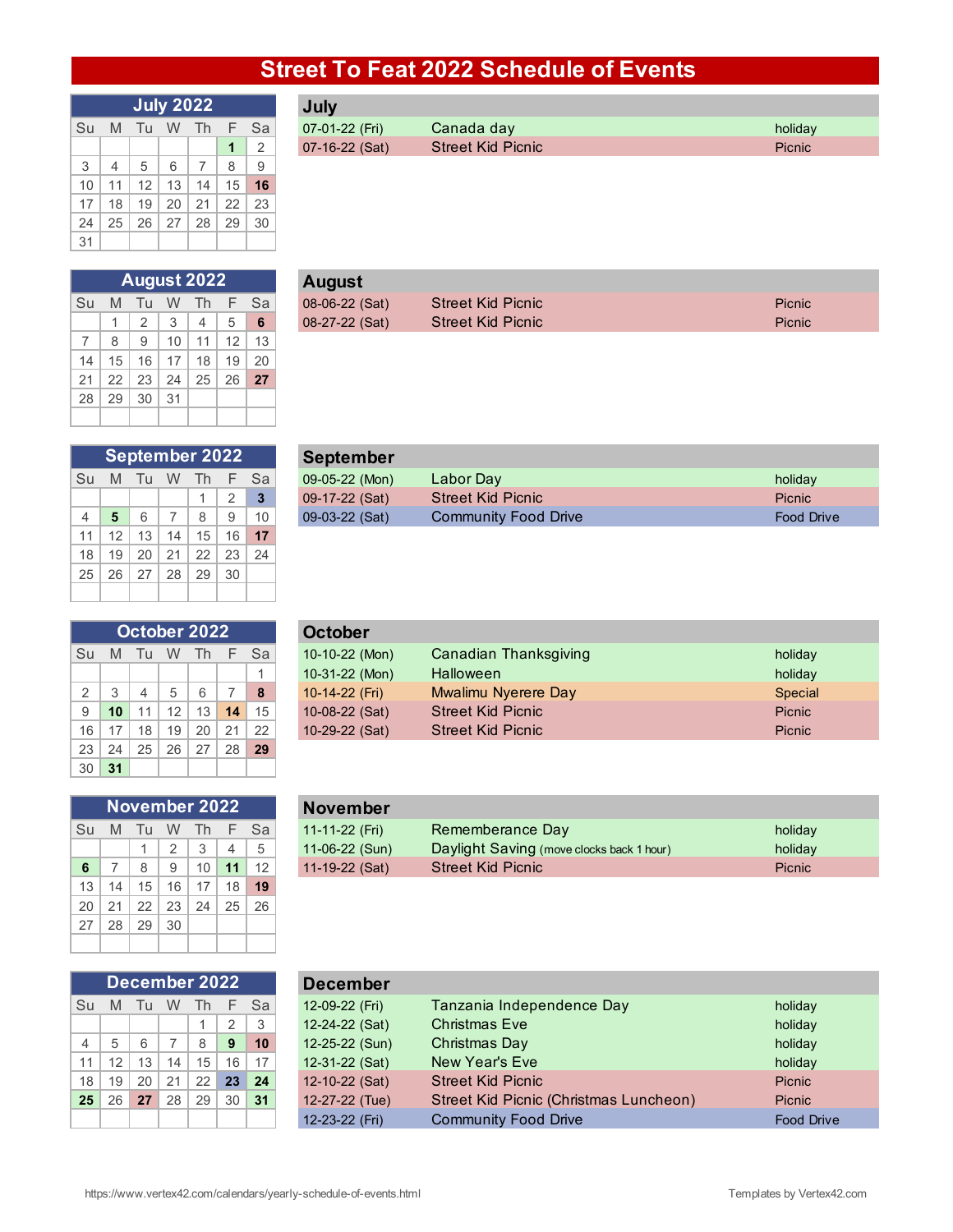# Street To Feat 2022 Schedule of Events

## July 2022

| Su | M | Tu | W | Th | F | Sa |
|---|---|---|---|---|---|---|
| | | | | | 1 | 2 |
| 3 | 4 | 5 | 6 | 7 | 8 | 9 |
| 10 | 11 | 12 | 13 | 14 | 15 | 16 |
| 17 | 18 | 19 | 20 | 21 | 22 | 23 |
| 24 | 25 | 26 | 27 | 28 | 29 | 30 |
| 31 | | | | | | |

### July

| | | |
|---|---|---|
| 07-01-22 (Fri) | Canada day | holiday |
| 07-16-22 (Sat) | Street Kid Picnic | Picnic |

## August 2022

| Su | M | Tu | W | Th | F | Sa |
|---|---|---|---|---|---|---|
| | 1 | 2 | 3 | 4 | 5 | 6 |
| 7 | 8 | 9 | 10 | 11 | 12 | 13 |
| 14 | 15 | 16 | 17 | 18 | 19 | 20 |
| 21 | 22 | 23 | 24 | 25 | 26 | 27 |
| 28 | 29 | 30 | 31 | | | |

### August

| | | |
|---|---|---|
| 08-06-22 (Sat) | Street Kid Picnic | Picnic |
| 08-27-22 (Sat) | Street Kid Picnic | Picnic |

## September 2022

| Su | M | Tu | W | Th | F | Sa |
|---|---|---|---|---|---|---|
| | | | | 1 | 2 | 3 |
| 4 | 5 | 6 | 7 | 8 | 9 | 10 |
| 11 | 12 | 13 | 14 | 15 | 16 | 17 |
| 18 | 19 | 20 | 21 | 22 | 23 | 24 |
| 25 | 26 | 27 | 28 | 29 | 30 | |

### September

| | | |
|---|---|---|
| 09-05-22 (Mon) | Labor Day | holiday |
| 09-17-22 (Sat) | Street Kid Picnic | Picnic |
| 09-03-22 (Sat) | Community Food Drive | Food Drive |

## October 2022

| Su | M | Tu | W | Th | F | Sa |
|---|---|---|---|---|---|---|
| | | | | | | 1 |
| 2 | 3 | 4 | 5 | 6 | 7 | 8 |
| 9 | 10 | 11 | 12 | 13 | 14 | 15 |
| 16 | 17 | 18 | 19 | 20 | 21 | 22 |
| 23 | 24 | 25 | 26 | 27 | 28 | 29 |
| 30 | 31 | | | | | |

### October

| | | |
|---|---|---|
| 10-10-22 (Mon) | Canadian Thanksgiving | holiday |
| 10-31-22 (Mon) | Halloween | holiday |
| 10-14-22 (Fri) | Mwalimu Nyerere Day | Special |
| 10-08-22 (Sat) | Street Kid Picnic | Picnic |
| 10-29-22 (Sat) | Street Kid Picnic | Picnic |

## November 2022

| Su | M | Tu | W | Th | F | Sa |
|---|---|---|---|---|---|---|
| | | 1 | 2 | 3 | 4 | 5 |
| 6 | 7 | 8 | 9 | 10 | 11 | 12 |
| 13 | 14 | 15 | 16 | 17 | 18 | 19 |
| 20 | 21 | 22 | 23 | 24 | 25 | 26 |
| 27 | 28 | 29 | 30 | | | |

### November

| | | |
|---|---|---|
| 11-11-22 (Fri) | Rememberance Day | holiday |
| 11-06-22 (Sun) | Daylight Saving (move clocks back 1 hour) | holiday |
| 11-19-22 (Sat) | Street Kid Picnic | Picnic |

## December 2022

| Su | M | Tu | W | Th | F | Sa |
|---|---|---|---|---|---|---|
| | | | | 1 | 2 | 3 |
| 4 | 5 | 6 | 7 | 8 | 9 | 10 |
| 11 | 12 | 13 | 14 | 15 | 16 | 17 |
| 18 | 19 | 20 | 21 | 22 | 23 | 24 |
| 25 | 26 | 27 | 28 | 29 | 30 | 31 |

### December

| | | |
|---|---|---|
| 12-09-22 (Fri) | Tanzania Independence Day | holiday |
| 12-24-22 (Sat) | Christmas Eve | holiday |
| 12-25-22 (Sun) | Christmas Day | holiday |
| 12-31-22 (Sat) | New Year's Eve | holiday |
| 12-10-22 (Sat) | Street Kid Picnic | Picnic |
| 12-27-22 (Tue) | Street Kid Picnic (Christmas Luncheon) | Picnic |
| 12-23-22 (Fri) | Community Food Drive | Food Drive |

https://www.vertex42.com/calendars/yearly-schedule-of-events.html

Templates by Vertex42.com